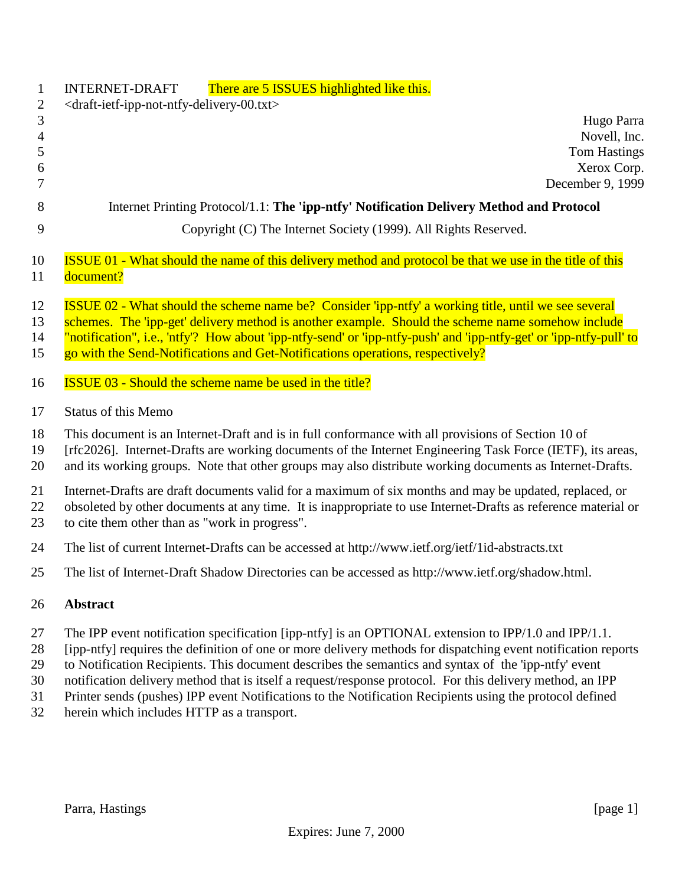INTERNET-DRAFT There are 5 ISSUES highlighted like this.

<draft-ietf-ipp-not-ntfy-delivery-00.txt>

Hugo Parra
Novell, Inc.
Tom Hastings
Xerox Corp.
December 9, 1999

Internet Printing Protocol/1.1: **The 'ipp-ntfy' Notification Delivery Method and Protocol**

Copyright (C) The Internet Society (1999). All Rights Reserved.

ISSUE 01 - What should the name of this delivery method and protocol be that we use in the title of this document?

ISSUE 02 - What should the scheme name be? Consider 'ipp-ntfy' a working title, until we see several schemes. The 'ipp-get' delivery method is another example. Should the scheme name somehow include "notification", i.e., 'ntfy'? How about 'ipp-ntfy-send' or 'ipp-ntfy-push' and 'ipp-ntfy-get' or 'ipp-ntfy-pull' to go with the Send-Notifications and Get-Notifications operations, respectively?

ISSUE 03 - Should the scheme name be used in the title?

Status of this Memo

This document is an Internet-Draft and is in full conformance with all provisions of Section 10 of [rfc2026]. Internet-Drafts are working documents of the Internet Engineering Task Force (IETF), its areas, and its working groups. Note that other groups may also distribute working documents as Internet-Drafts.

Internet-Drafts are draft documents valid for a maximum of six months and may be updated, replaced, or obsoleted by other documents at any time. It is inappropriate to use Internet-Drafts as reference material or to cite them other than as "work in progress".

The list of current Internet-Drafts can be accessed at http://www.ietf.org/ietf/1id-abstracts.txt

The list of Internet-Draft Shadow Directories can be accessed as http://www.ietf.org/shadow.html.

## Abstract

The IPP event notification specification [ipp-ntfy] is an OPTIONAL extension to IPP/1.0 and IPP/1.1. [ipp-ntfy] requires the definition of one or more delivery methods for dispatching event notification reports to Notification Recipients. This document describes the semantics and syntax of the 'ipp-ntfy' event notification delivery method that is itself a request/response protocol. For this delivery method, an IPP Printer sends (pushes) IPP event Notifications to the Notification Recipients using the protocol defined herein which includes HTTP as a transport.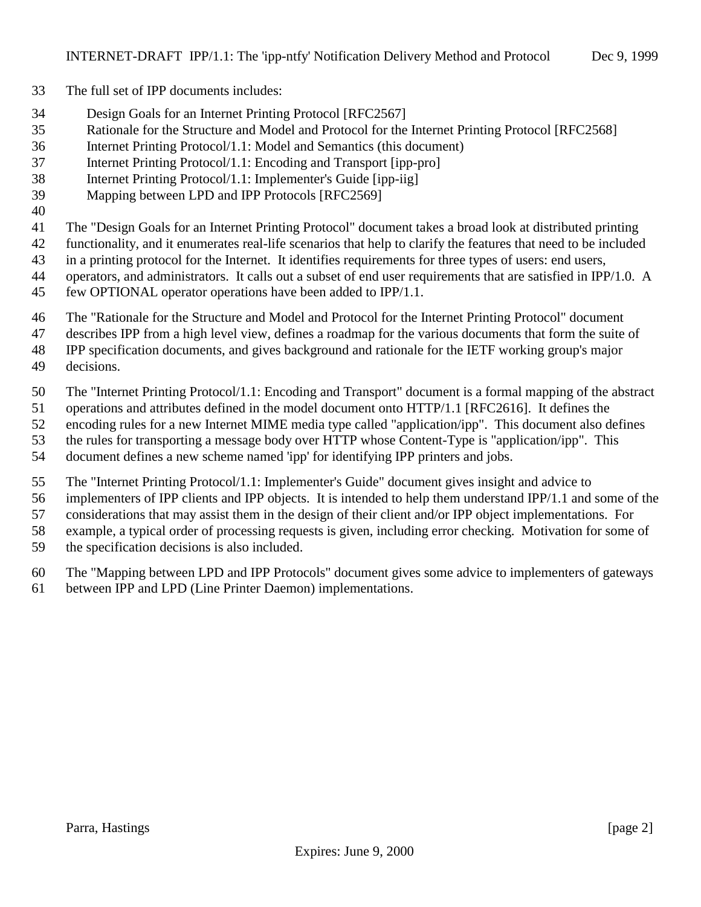The full set of IPP documents includes:

- Design Goals for an Internet Printing Protocol [RFC2567]
- Rationale for the Structure and Model and Protocol for the Internet Printing Protocol [RFC2568]
- Internet Printing Protocol/1.1: Model and Semantics (this document)
- Internet Printing Protocol/1.1: Encoding and Transport [ipp-pro]
- Internet Printing Protocol/1.1: Implementer's Guide [ipp-iig]
- Mapping between LPD and IPP Protocols [RFC2569]

The "Design Goals for an Internet Printing Protocol" document takes a broad look at distributed printing functionality, and it enumerates real-life scenarios that help to clarify the features that need to be included in a printing protocol for the Internet. It identifies requirements for three types of users: end users, operators, and administrators. It calls out a subset of end user requirements that are satisfied in IPP/1.0. A few OPTIONAL operator operations have been added to IPP/1.1.

The "Rationale for the Structure and Model and Protocol for the Internet Printing Protocol" document describes IPP from a high level view, defines a roadmap for the various documents that form the suite of IPP specification documents, and gives background and rationale for the IETF working group's major decisions.

The "Internet Printing Protocol/1.1: Encoding and Transport" document is a formal mapping of the abstract operations and attributes defined in the model document onto HTTP/1.1 [RFC2616]. It defines the encoding rules for a new Internet MIME media type called "application/ipp". This document also defines the rules for transporting a message body over HTTP whose Content-Type is "application/ipp". This document defines a new scheme named 'ipp' for identifying IPP printers and jobs.

The "Internet Printing Protocol/1.1: Implementer's Guide" document gives insight and advice to implementers of IPP clients and IPP objects. It is intended to help them understand IPP/1.1 and some of the considerations that may assist them in the design of their client and/or IPP object implementations. For example, a typical order of processing requests is given, including error checking. Motivation for some of the specification decisions is also included.

The "Mapping between LPD and IPP Protocols" document gives some advice to implementers of gateways between IPP and LPD (Line Printer Daemon) implementations.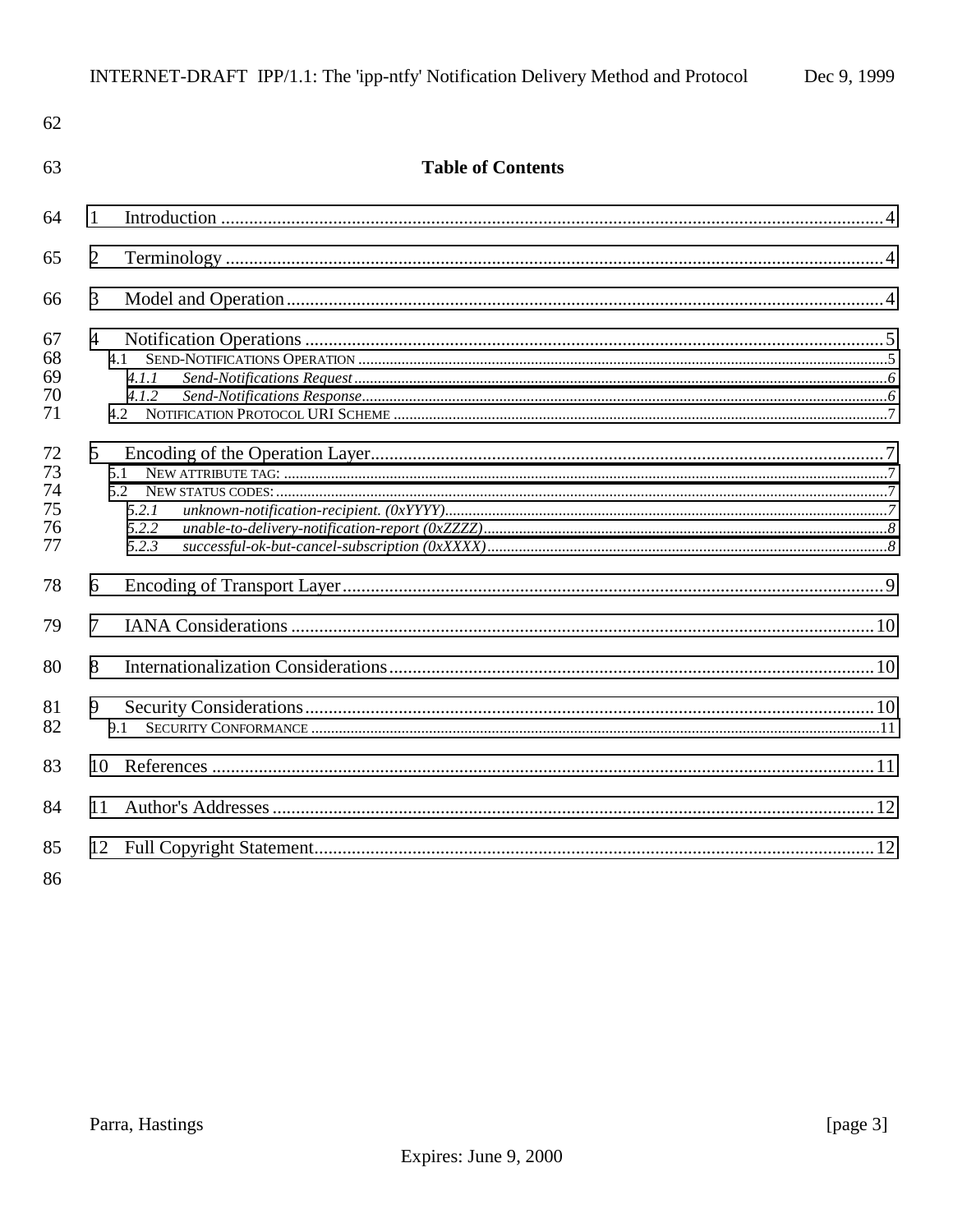## Table of Contents

1 Introduction ..... 4

2 Terminology ..... 4

3 Model and Operation ..... 4

4 Notification Operations ..... 5
- 4.1 SEND-NOTIFICATIONS OPERATION ..... 5
  - *4.1.1 Send-Notifications Request* ..... 6
  - *4.1.2 Send-Notifications Response* ..... 6
- 4.2 NOTIFICATION PROTOCOL URI SCHEME ..... 7

5 Encoding of the Operation Layer ..... 7
- 5.1 NEW ATTRIBUTE TAG: ..... 7
- 5.2 NEW STATUS CODES: ..... 7
  - *5.2.1 unknown-notification-recipient. (0xYYYY)* ..... 7
  - *5.2.2 unable-to-delivery-notification-report (0xZZZZ)* ..... 8
  - *5.2.3 successful-ok-but-cancel-subscription (0xXXXX)* ..... 8

6 Encoding of Transport Layer ..... 9

7 IANA Considerations ..... 10

8 Internationalization Considerations ..... 10

9 Security Considerations ..... 10
- 9.1 SECURITY CONFORMANCE ..... 11

10 References ..... 11

11 Author's Addresses ..... 12

12 Full Copyright Statement ..... 12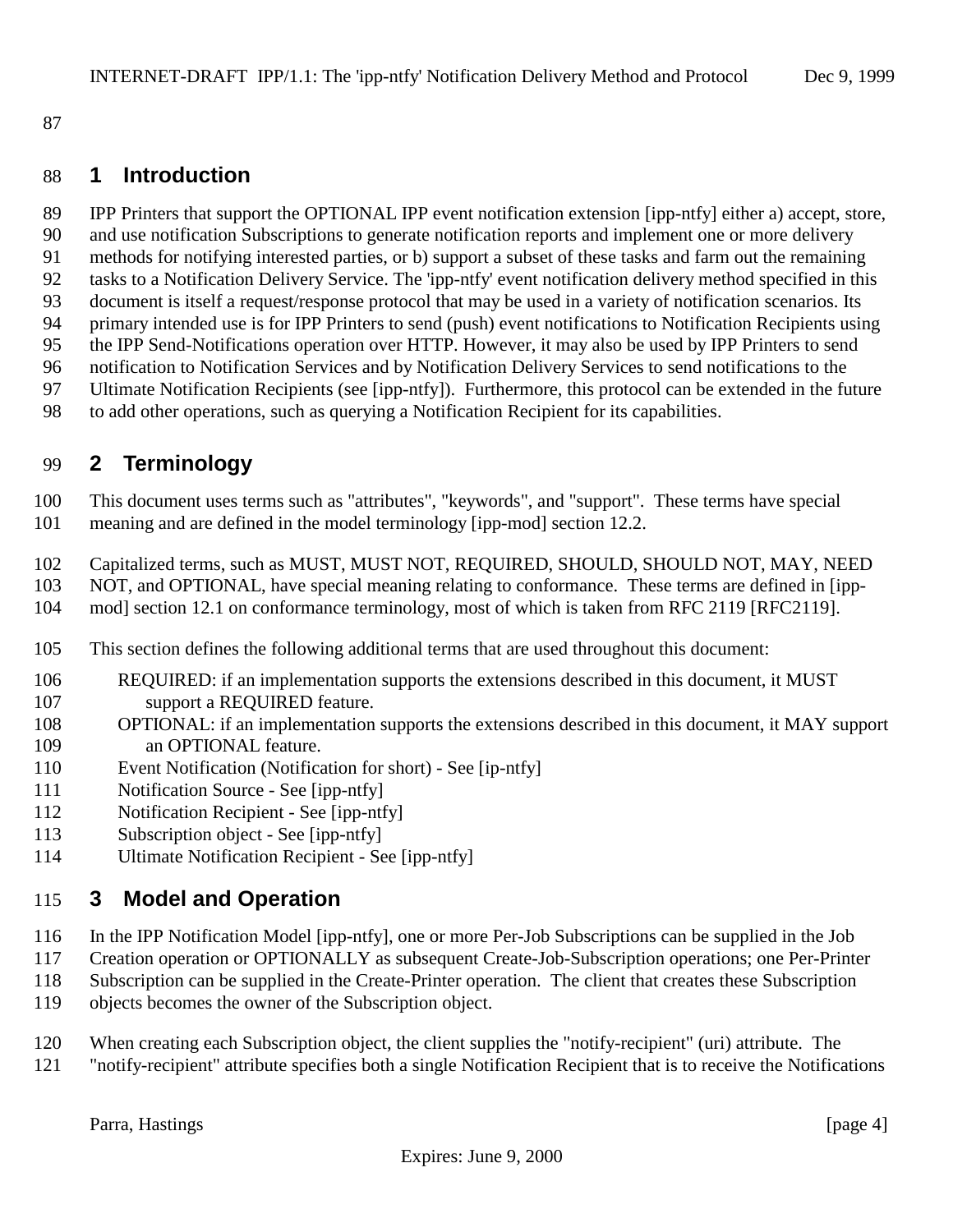# 1 Introduction

IPP Printers that support the OPTIONAL IPP event notification extension [ipp-ntfy] either a) accept, store, and use notification Subscriptions to generate notification reports and implement one or more delivery methods for notifying interested parties, or b) support a subset of these tasks and farm out the remaining tasks to a Notification Delivery Service. The 'ipp-ntfy' event notification delivery method specified in this document is itself a request/response protocol that may be used in a variety of notification scenarios. Its primary intended use is for IPP Printers to send (push) event notifications to Notification Recipients using the IPP Send-Notifications operation over HTTP. However, it may also be used by IPP Printers to send notification to Notification Services and by Notification Delivery Services to send notifications to the Ultimate Notification Recipients (see [ipp-ntfy]). Furthermore, this protocol can be extended in the future to add other operations, such as querying a Notification Recipient for its capabilities.

# 2 Terminology

This document uses terms such as "attributes", "keywords", and "support". These terms have special meaning and are defined in the model terminology [ipp-mod] section 12.2.

Capitalized terms, such as MUST, MUST NOT, REQUIRED, SHOULD, SHOULD NOT, MAY, NEED NOT, and OPTIONAL, have special meaning relating to conformance. These terms are defined in [ipp-mod] section 12.1 on conformance terminology, most of which is taken from RFC 2119 [RFC2119].

This section defines the following additional terms that are used throughout this document:

- REQUIRED: if an implementation supports the extensions described in this document, it MUST support a REQUIRED feature.
- OPTIONAL: if an implementation supports the extensions described in this document, it MAY support an OPTIONAL feature.
- Event Notification (Notification for short) - See [ip-ntfy]
- Notification Source - See [ipp-ntfy]
- Notification Recipient - See [ipp-ntfy]
- Subscription object - See [ipp-ntfy]
- Ultimate Notification Recipient - See [ipp-ntfy]

# 3 Model and Operation

In the IPP Notification Model [ipp-ntfy], one or more Per-Job Subscriptions can be supplied in the Job Creation operation or OPTIONALLY as subsequent Create-Job-Subscription operations; one Per-Printer Subscription can be supplied in the Create-Printer operation. The client that creates these Subscription objects becomes the owner of the Subscription object.

When creating each Subscription object, the client supplies the "notify-recipient" (uri) attribute. The "notify-recipient" attribute specifies both a single Notification Recipient that is to receive the Notifications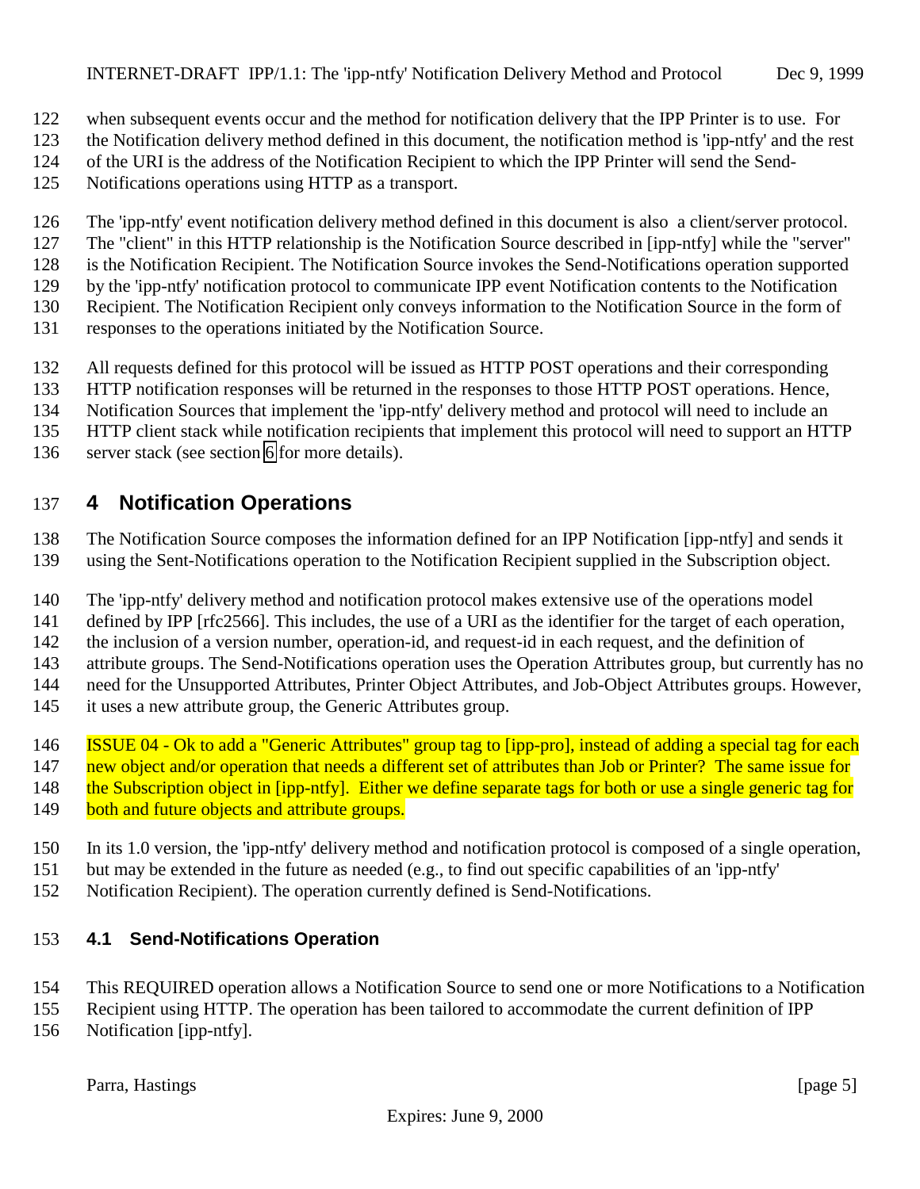when subsequent events occur and the method for notification delivery that the IPP Printer is to use. For the Notification delivery method defined in this document, the notification method is 'ipp-ntfy' and the rest of the URI is the address of the Notification Recipient to which the IPP Printer will send the Send-Notifications operations using HTTP as a transport.

The 'ipp-ntfy' event notification delivery method defined in this document is also a client/server protocol. The "client" in this HTTP relationship is the Notification Source described in [ipp-ntfy] while the "server" is the Notification Recipient. The Notification Source invokes the Send-Notifications operation supported by the 'ipp-ntfy' notification protocol to communicate IPP event Notification contents to the Notification Recipient. The Notification Recipient only conveys information to the Notification Source in the form of responses to the operations initiated by the Notification Source.

All requests defined for this protocol will be issued as HTTP POST operations and their corresponding HTTP notification responses will be returned in the responses to those HTTP POST operations. Hence, Notification Sources that implement the 'ipp-ntfy' delivery method and protocol will need to include an HTTP client stack while notification recipients that implement this protocol will need to support an HTTP server stack (see section 6 for more details).

# 4 Notification Operations

The Notification Source composes the information defined for an IPP Notification [ipp-ntfy] and sends it using the Sent-Notifications operation to the Notification Recipient supplied in the Subscription object.

The 'ipp-ntfy' delivery method and notification protocol makes extensive use of the operations model defined by IPP [rfc2566]. This includes, the use of a URI as the identifier for the target of each operation, the inclusion of a version number, operation-id, and request-id in each request, and the definition of attribute groups. The Send-Notifications operation uses the Operation Attributes group, but currently has no need for the Unsupported Attributes, Printer Object Attributes, and Job-Object Attributes groups. However, it uses a new attribute group, the Generic Attributes group.

ISSUE 04 - Ok to add a "Generic Attributes" group tag to [ipp-pro], instead of adding a special tag for each new object and/or operation that needs a different set of attributes than Job or Printer? The same issue for the Subscription object in [ipp-ntfy]. Either we define separate tags for both or use a single generic tag for both and future objects and attribute groups.

In its 1.0 version, the 'ipp-ntfy' delivery method and notification protocol is composed of a single operation, but may be extended in the future as needed (e.g., to find out specific capabilities of an 'ipp-ntfy' Notification Recipient). The operation currently defined is Send-Notifications.

## 4.1 Send-Notifications Operation

This REQUIRED operation allows a Notification Source to send one or more Notifications to a Notification Recipient using HTTP. The operation has been tailored to accommodate the current definition of IPP Notification [ipp-ntfy].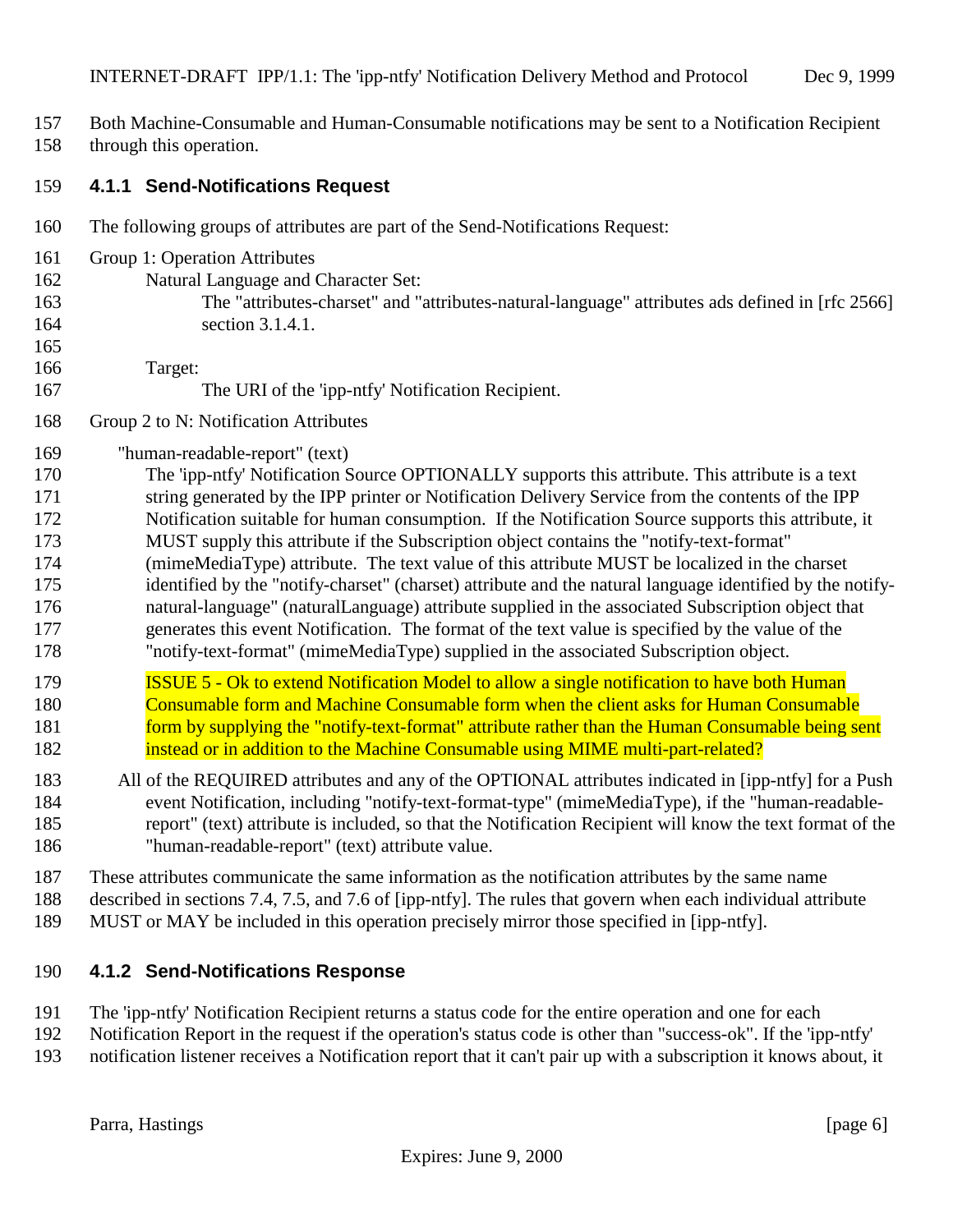Both Machine-Consumable and Human-Consumable notifications may be sent to a Notification Recipient through this operation.

### 4.1.1 Send-Notifications Request

The following groups of attributes are part of the Send-Notifications Request:

Group 1: Operation Attributes

Natural Language and Character Set:

The "attributes-charset" and "attributes-natural-language" attributes ads defined in [rfc 2566] section 3.1.4.1.

Target:

The URI of the 'ipp-ntfy' Notification Recipient.

Group 2 to N: Notification Attributes

"human-readable-report" (text)

The 'ipp-ntfy' Notification Source OPTIONALLY supports this attribute. This attribute is a text string generated by the IPP printer or Notification Delivery Service from the contents of the IPP Notification suitable for human consumption. If the Notification Source supports this attribute, it MUST supply this attribute if the Subscription object contains the "notify-text-format" (mimeMediaType) attribute. The text value of this attribute MUST be localized in the charset identified by the "notify-charset" (charset) attribute and the natural language identified by the notify-natural-language" (naturalLanguage) attribute supplied in the associated Subscription object that generates this event Notification. The format of the text value is specified by the value of the "notify-text-format" (mimeMediaType) supplied in the associated Subscription object.

ISSUE 5 - Ok to extend Notification Model to allow a single notification to have both Human Consumable form and Machine Consumable form when the client asks for Human Consumable form by supplying the "notify-text-format" attribute rather than the Human Consumable being sent instead or in addition to the Machine Consumable using MIME multi-part-related?

All of the REQUIRED attributes and any of the OPTIONAL attributes indicated in [ipp-ntfy] for a Push event Notification, including "notify-text-format-type" (mimeMediaType), if the "human-readable-report" (text) attribute is included, so that the Notification Recipient will know the text format of the "human-readable-report" (text) attribute value.

These attributes communicate the same information as the notification attributes by the same name described in sections 7.4, 7.5, and 7.6 of [ipp-ntfy]. The rules that govern when each individual attribute MUST or MAY be included in this operation precisely mirror those specified in [ipp-ntfy].

### 4.1.2 Send-Notifications Response

The 'ipp-ntfy' Notification Recipient returns a status code for the entire operation and one for each Notification Report in the request if the operation's status code is other than "success-ok". If the 'ipp-ntfy' notification listener receives a Notification report that it can't pair up with a subscription it knows about, it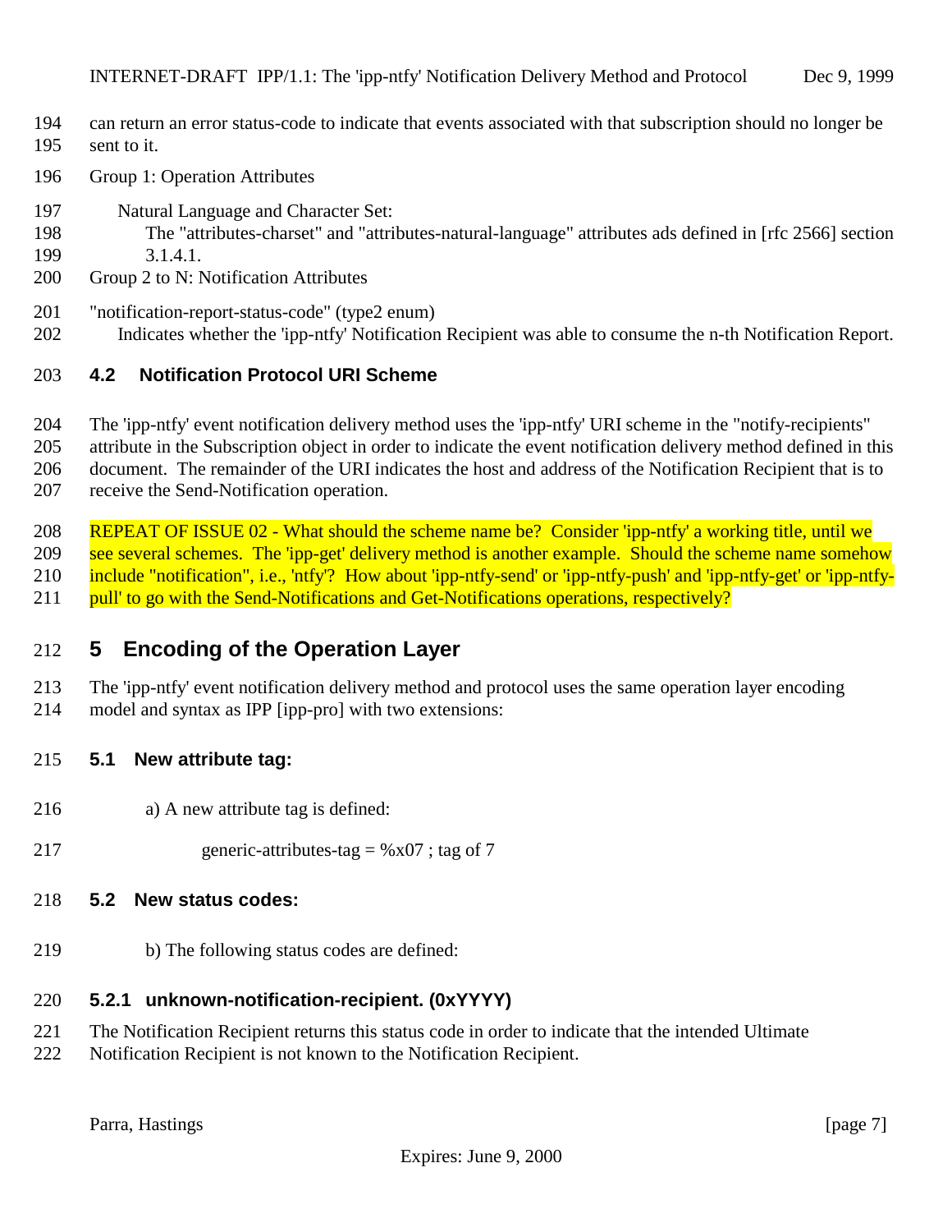can return an error status-code to indicate that events associated with that subscription should no longer be sent to it.

Group 1: Operation Attributes

Natural Language and Character Set:
The "attributes-charset" and "attributes-natural-language" attributes ads defined in [rfc 2566] section 3.1.4.1.

Group 2 to N: Notification Attributes

"notification-report-status-code" (type2 enum)
Indicates whether the 'ipp-ntfy' Notification Recipient was able to consume the n-th Notification Report.

### 4.2 Notification Protocol URI Scheme

The 'ipp-ntfy' event notification delivery method uses the 'ipp-ntfy' URI scheme in the "notify-recipients" attribute in the Subscription object in order to indicate the event notification delivery method defined in this document. The remainder of the URI indicates the host and address of the Notification Recipient that is to receive the Send-Notification operation.

REPEAT OF ISSUE 02 - What should the scheme name be? Consider 'ipp-ntfy' a working title, until we see several schemes. The 'ipp-get' delivery method is another example. Should the scheme name somehow include "notification", i.e., 'ntfy'? How about 'ipp-ntfy-send' or 'ipp-ntfy-push' and 'ipp-ntfy-get' or 'ipp-ntfy-pull' to go with the Send-Notifications and Get-Notifications operations, respectively?

## 5 Encoding of the Operation Layer

The 'ipp-ntfy' event notification delivery method and protocol uses the same operation layer encoding model and syntax as IPP [ipp-pro] with two extensions:

### 5.1 New attribute tag:

a) A new attribute tag is defined:

generic-attributes-tag = %x07 ; tag of 7

### 5.2 New status codes:

b) The following status codes are defined:

#### 5.2.1 unknown-notification-recipient. (0xYYYY)

The Notification Recipient returns this status code in order to indicate that the intended Ultimate Notification Recipient is not known to the Notification Recipient.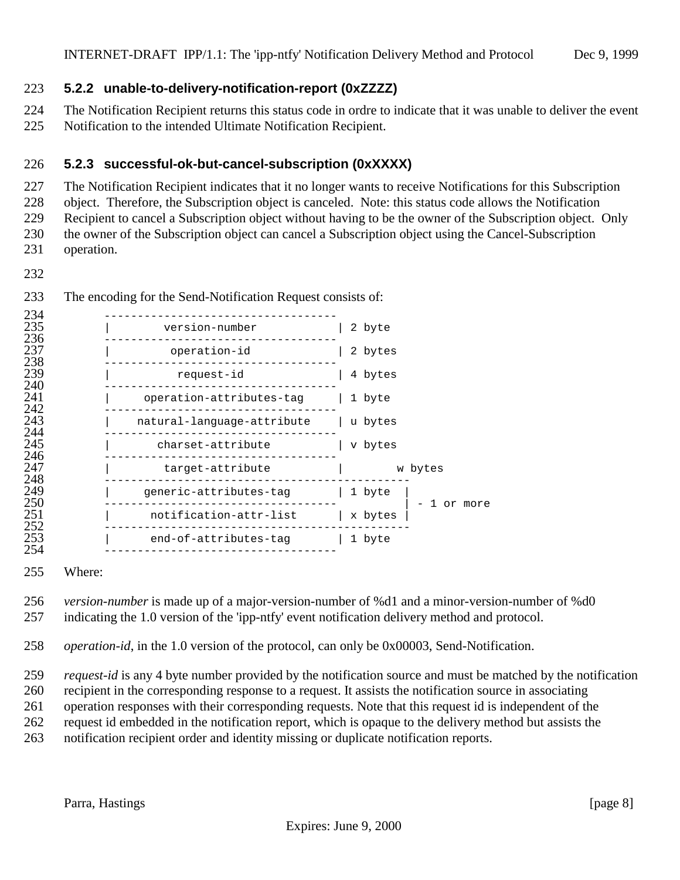### 5.2.2 unable-to-delivery-notification-report (0xZZZZ)

The Notification Recipient returns this status code in ordre to indicate that it was unable to deliver the event Notification to the intended Ultimate Notification Recipient.

### 5.2.3 successful-ok-but-cancel-subscription (0xXXXX)

The Notification Recipient indicates that it no longer wants to receive Notifications for this Subscription object. Therefore, the Subscription object is canceled. Note: this status code allows the Notification Recipient to cancel a Subscription object without having to be the owner of the Subscription object. Only the owner of the Subscription object can cancel a Subscription object using the Cancel-Subscription operation.

The encoding for the Send-Notification Request consists of:

```
        -----------------------------------
        |        version-number           | 2 byte
        -----------------------------------
        |         operation-id            | 2 bytes
        -----------------------------------
        |          request-id             | 4 bytes
        -----------------------------------
        |     operation-attributes-tag    | 1 byte
        -----------------------------------
        |    natural-language-attribute   | u bytes
        -----------------------------------
        |       charset-attribute         | v bytes
        -----------------------------------
        |        target-attribute         |        w bytes
        ----------------------------------------------
        |     generic-attributes-tag      | 1 byte  |
        -----------------------------------         | - 1 or more
        |      notification-attr-list     | x bytes |
        ----------------------------------------------
        |      end-of-attributes-tag      | 1 byte
        -----------------------------------
```

Where:

*version-number* is made up of a major-version-number of %d1 and a minor-version-number of %d0 indicating the 1.0 version of the 'ipp-ntfy' event notification delivery method and protocol.

*operation-id*, in the 1.0 version of the protocol, can only be 0x00003, Send-Notification.

*request-id* is any 4 byte number provided by the notification source and must be matched by the notification recipient in the corresponding response to a request. It assists the notification source in associating operation responses with their corresponding requests. Note that this request id is independent of the request id embedded in the notification report, which is opaque to the delivery method but assists the notification recipient order and identity missing or duplicate notification reports.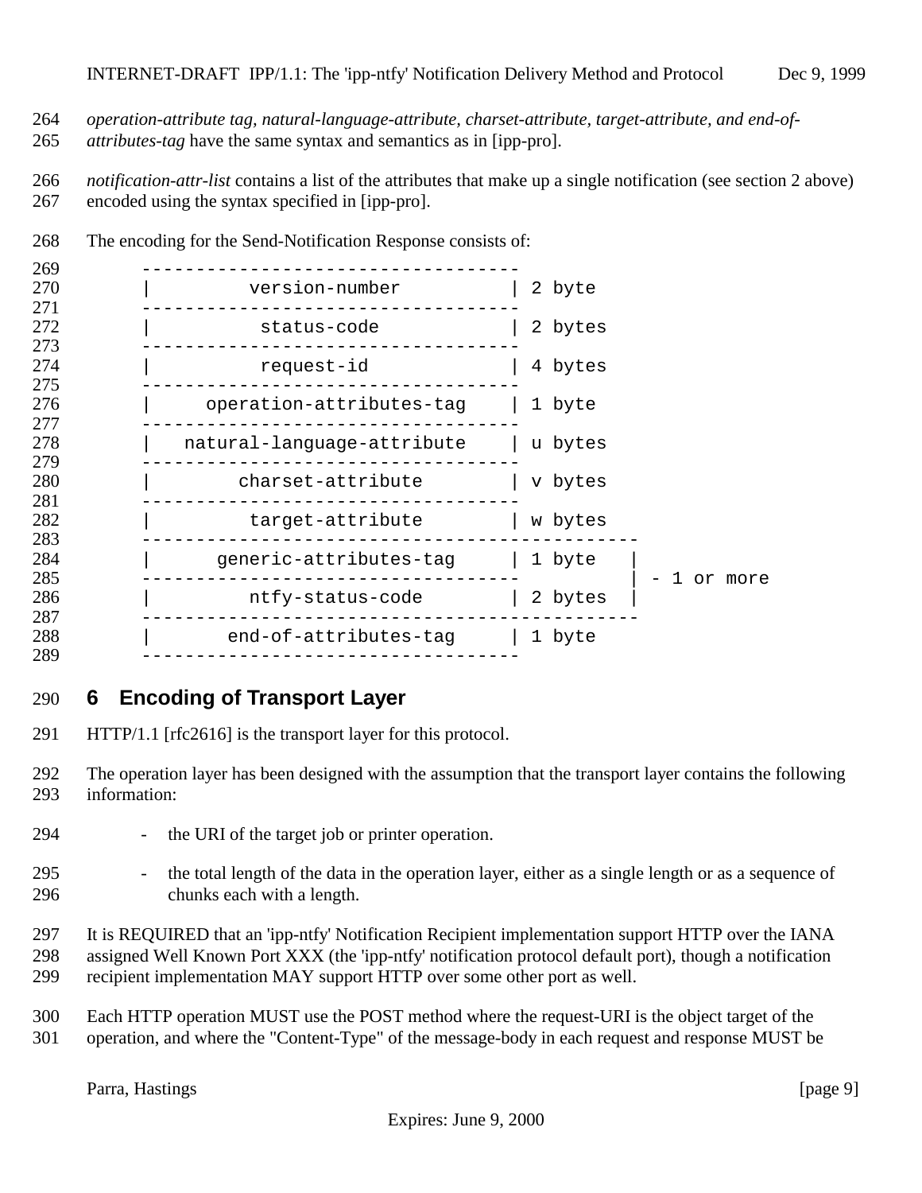*operation-attribute tag, natural-language-attribute, charset-attribute, target-attribute, and end-of-attributes-tag* have the same syntax and semantics as in [ipp-pro].

*notification-attr-list* contains a list of the attributes that make up a single notification (see section 2 above) encoded using the syntax specified in [ipp-pro].

The encoding for the Send-Notification Response consists of:

```
   -----------------------------------
   |         version-number          | 2 byte
   -----------------------------------
   |          status-code            | 2 bytes
   -----------------------------------
   |          request-id             | 4 bytes
   -----------------------------------
   |    operation-attributes-tag     | 1 byte
   -----------------------------------
   |   natural-language-attribute    | u bytes
   -----------------------------------
   |        charset-attribute        | v bytes
   -----------------------------------
   |         target-attribute        | w bytes
   ----------------------------------------------
   |      generic-attributes-tag     | 1 byte   |
   -----------------------------------          | - 1 or more
   |         ntfy-status-code        | 2 bytes  |
   ----------------------------------------------
   |       end-of-attributes-tag     | 1 byte
   -----------------------------------
```

## 6 Encoding of Transport Layer

HTTP/1.1 [rfc2616] is the transport layer for this protocol.

The operation layer has been designed with the assumption that the transport layer contains the following information:

- the URI of the target job or printer operation.
- the total length of the data in the operation layer, either as a single length or as a sequence of chunks each with a length.

It is REQUIRED that an 'ipp-ntfy' Notification Recipient implementation support HTTP over the IANA assigned Well Known Port XXX (the 'ipp-ntfy' notification protocol default port), though a notification recipient implementation MAY support HTTP over some other port as well.

Each HTTP operation MUST use the POST method where the request-URI is the object target of the operation, and where the "Content-Type" of the message-body in each request and response MUST be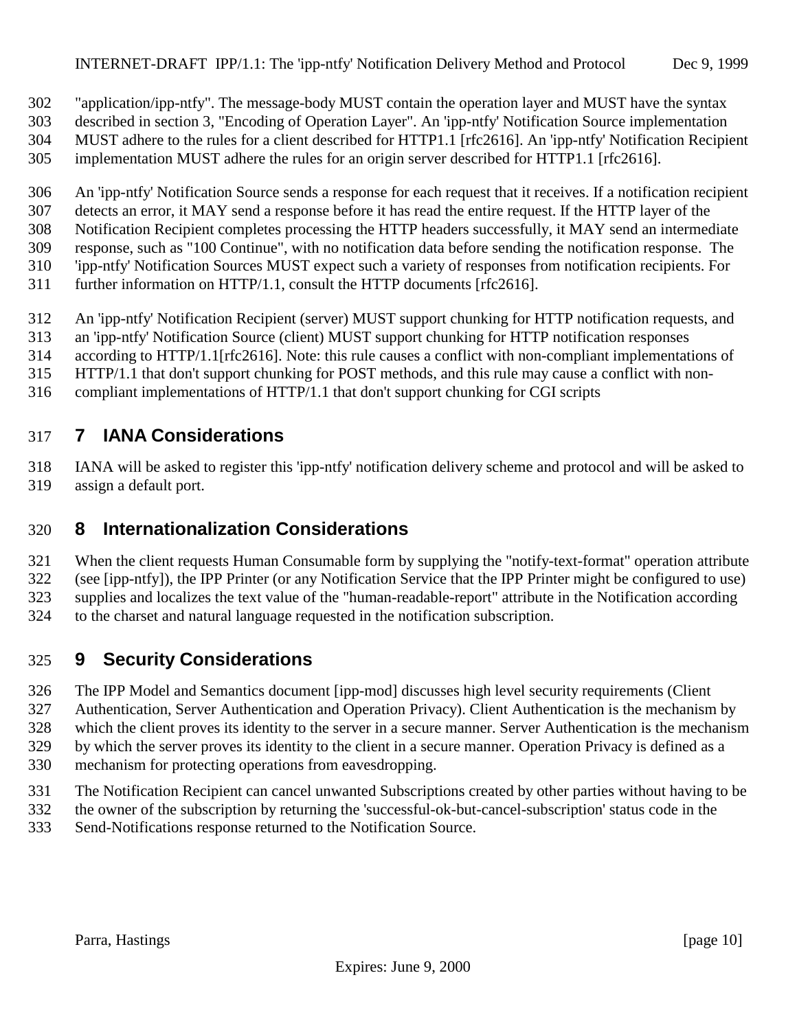"application/ipp-ntfy". The message-body MUST contain the operation layer and MUST have the syntax described in section 3, "Encoding of Operation Layer". An 'ipp-ntfy' Notification Source implementation MUST adhere to the rules for a client described for HTTP1.1 [rfc2616]. An 'ipp-ntfy' Notification Recipient implementation MUST adhere the rules for an origin server described for HTTP1.1 [rfc2616].

An 'ipp-ntfy' Notification Source sends a response for each request that it receives. If a notification recipient detects an error, it MAY send a response before it has read the entire request. If the HTTP layer of the Notification Recipient completes processing the HTTP headers successfully, it MAY send an intermediate response, such as "100 Continue", with no notification data before sending the notification response. The 'ipp-ntfy' Notification Sources MUST expect such a variety of responses from notification recipients. For further information on HTTP/1.1, consult the HTTP documents [rfc2616].

An 'ipp-ntfy' Notification Recipient (server) MUST support chunking for HTTP notification requests, and an 'ipp-ntfy' Notification Source (client) MUST support chunking for HTTP notification responses according to HTTP/1.1[rfc2616]. Note: this rule causes a conflict with non-compliant implementations of HTTP/1.1 that don't support chunking for POST methods, and this rule may cause a conflict with non-compliant implementations of HTTP/1.1 that don't support chunking for CGI scripts

# 7 IANA Considerations

IANA will be asked to register this 'ipp-ntfy' notification delivery scheme and protocol and will be asked to assign a default port.

# 8 Internationalization Considerations

When the client requests Human Consumable form by supplying the "notify-text-format" operation attribute (see [ipp-ntfy]), the IPP Printer (or any Notification Service that the IPP Printer might be configured to use) supplies and localizes the text value of the "human-readable-report" attribute in the Notification according to the charset and natural language requested in the notification subscription.

# 9 Security Considerations

The IPP Model and Semantics document [ipp-mod] discusses high level security requirements (Client Authentication, Server Authentication and Operation Privacy). Client Authentication is the mechanism by which the client proves its identity to the server in a secure manner. Server Authentication is the mechanism by which the server proves its identity to the client in a secure manner. Operation Privacy is defined as a mechanism for protecting operations from eavesdropping.

The Notification Recipient can cancel unwanted Subscriptions created by other parties without having to be the owner of the subscription by returning the 'successful-ok-but-cancel-subscription' status code in the Send-Notifications response returned to the Notification Source.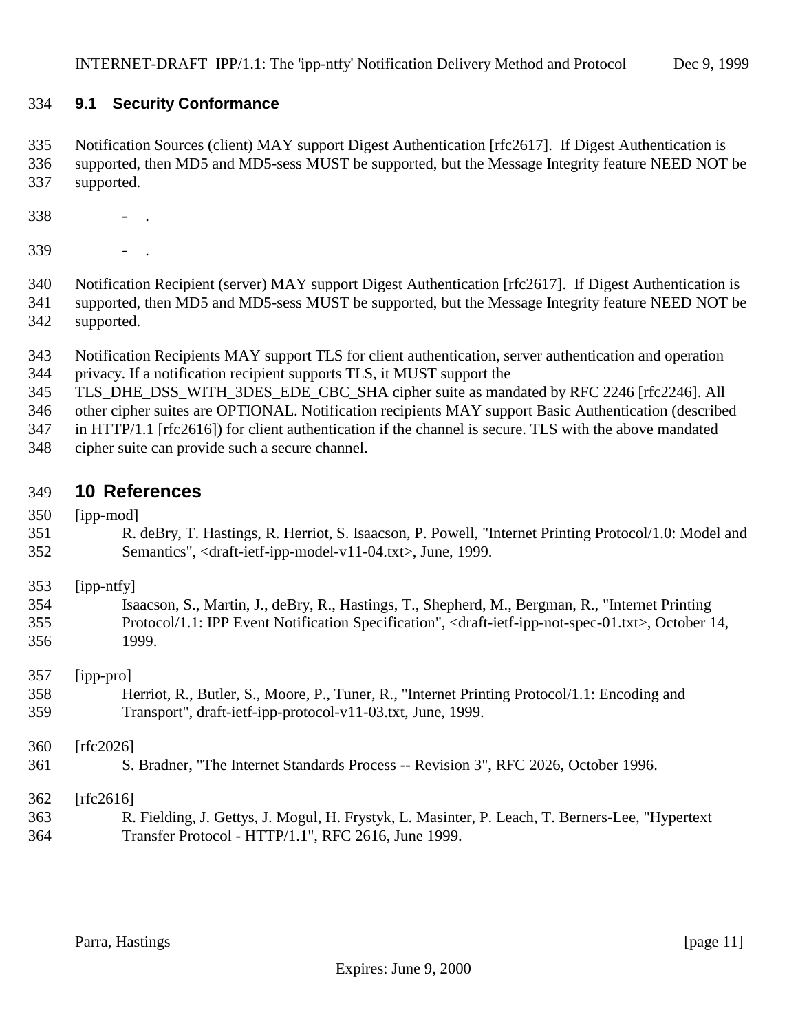### 9.1 Security Conformance

Notification Sources (client) MAY support Digest Authentication [rfc2617]. If Digest Authentication is supported, then MD5 and MD5-sess MUST be supported, but the Message Integrity feature NEED NOT be supported.

- .
- .

Notification Recipient (server) MAY support Digest Authentication [rfc2617]. If Digest Authentication is supported, then MD5 and MD5-sess MUST be supported, but the Message Integrity feature NEED NOT be supported.

Notification Recipients MAY support TLS for client authentication, server authentication and operation privacy. If a notification recipient supports TLS, it MUST support the TLS_DHE_DSS_WITH_3DES_EDE_CBC_SHA cipher suite as mandated by RFC 2246 [rfc2246]. All other cipher suites are OPTIONAL. Notification recipients MAY support Basic Authentication (described in HTTP/1.1 [rfc2616]) for client authentication if the channel is secure. TLS with the above mandated cipher suite can provide such a secure channel.

## 10 References

[ipp-mod]
R. deBry, T. Hastings, R. Herriot, S. Isaacson, P. Powell, "Internet Printing Protocol/1.0: Model and Semantics", <draft-ietf-ipp-model-v11-04.txt>, June, 1999.

[ipp-ntfy]
Isaacson, S., Martin, J., deBry, R., Hastings, T., Shepherd, M., Bergman, R., "Internet Printing Protocol/1.1: IPP Event Notification Specification", <draft-ietf-ipp-not-spec-01.txt>, October 14, 1999.

[ipp-pro]
Herriot, R., Butler, S., Moore, P., Tuner, R., "Internet Printing Protocol/1.1: Encoding and Transport", draft-ietf-ipp-protocol-v11-03.txt, June, 1999.

[rfc2026]
S. Bradner, "The Internet Standards Process -- Revision 3", RFC 2026, October 1996.

[rfc2616]
R. Fielding, J. Gettys, J. Mogul, H. Frystyk, L. Masinter, P. Leach, T. Berners-Lee, "Hypertext Transfer Protocol - HTTP/1.1", RFC 2616, June 1999.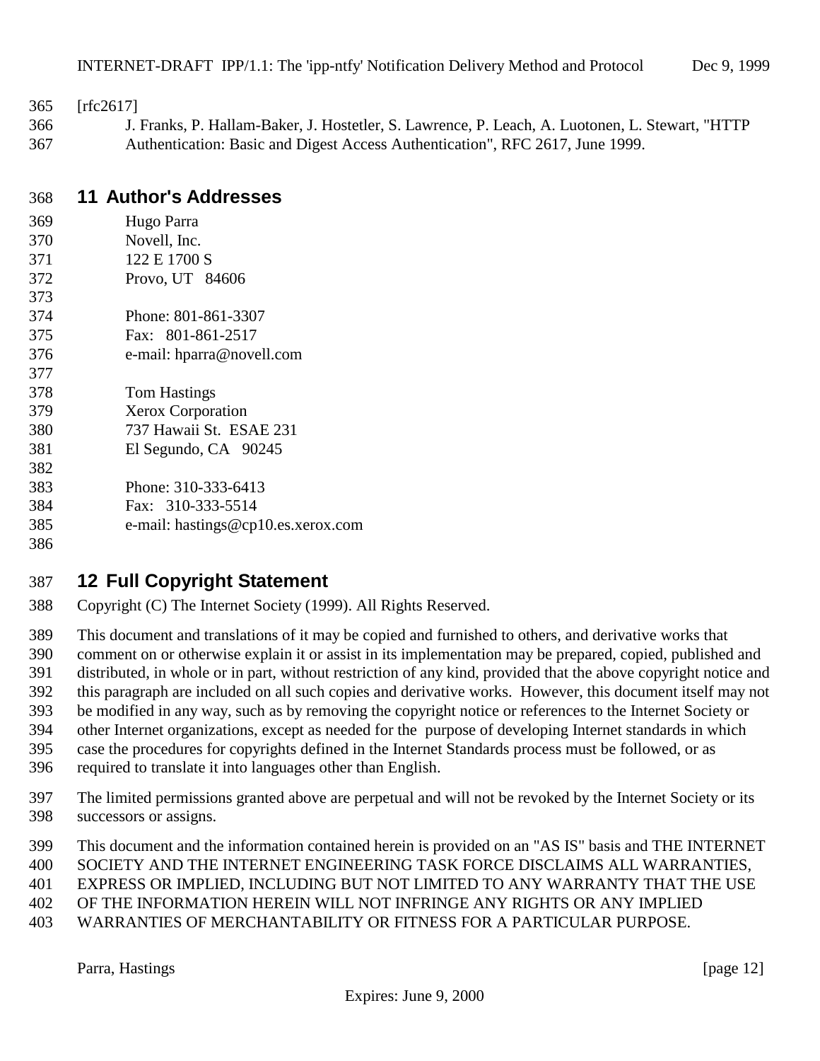[rfc2617]

J. Franks, P. Hallam-Baker, J. Hostetler, S. Lawrence, P. Leach, A. Luotonen, L. Stewart, "HTTP Authentication: Basic and Digest Access Authentication", RFC 2617, June 1999.

## 11 Author's Addresses

Hugo Parra
Novell, Inc.
122 E 1700 S
Provo, UT 84606

Phone: 801-861-3307
Fax: 801-861-2517
e-mail: hparra@novell.com

Tom Hastings
Xerox Corporation
737 Hawaii St. ESAE 231
El Segundo, CA 90245

Phone: 310-333-6413
Fax: 310-333-5514
e-mail: hastings@cp10.es.xerox.com

## 12 Full Copyright Statement

Copyright (C) The Internet Society (1999). All Rights Reserved.

This document and translations of it may be copied and furnished to others, and derivative works that comment on or otherwise explain it or assist in its implementation may be prepared, copied, published and distributed, in whole or in part, without restriction of any kind, provided that the above copyright notice and this paragraph are included on all such copies and derivative works. However, this document itself may not be modified in any way, such as by removing the copyright notice or references to the Internet Society or other Internet organizations, except as needed for the purpose of developing Internet standards in which case the procedures for copyrights defined in the Internet Standards process must be followed, or as required to translate it into languages other than English.

The limited permissions granted above are perpetual and will not be revoked by the Internet Society or its successors or assigns.

This document and the information contained herein is provided on an "AS IS" basis and THE INTERNET SOCIETY AND THE INTERNET ENGINEERING TASK FORCE DISCLAIMS ALL WARRANTIES, EXPRESS OR IMPLIED, INCLUDING BUT NOT LIMITED TO ANY WARRANTY THAT THE USE OF THE INFORMATION HEREIN WILL NOT INFRINGE ANY RIGHTS OR ANY IMPLIED WARRANTIES OF MERCHANTABILITY OR FITNESS FOR A PARTICULAR PURPOSE.